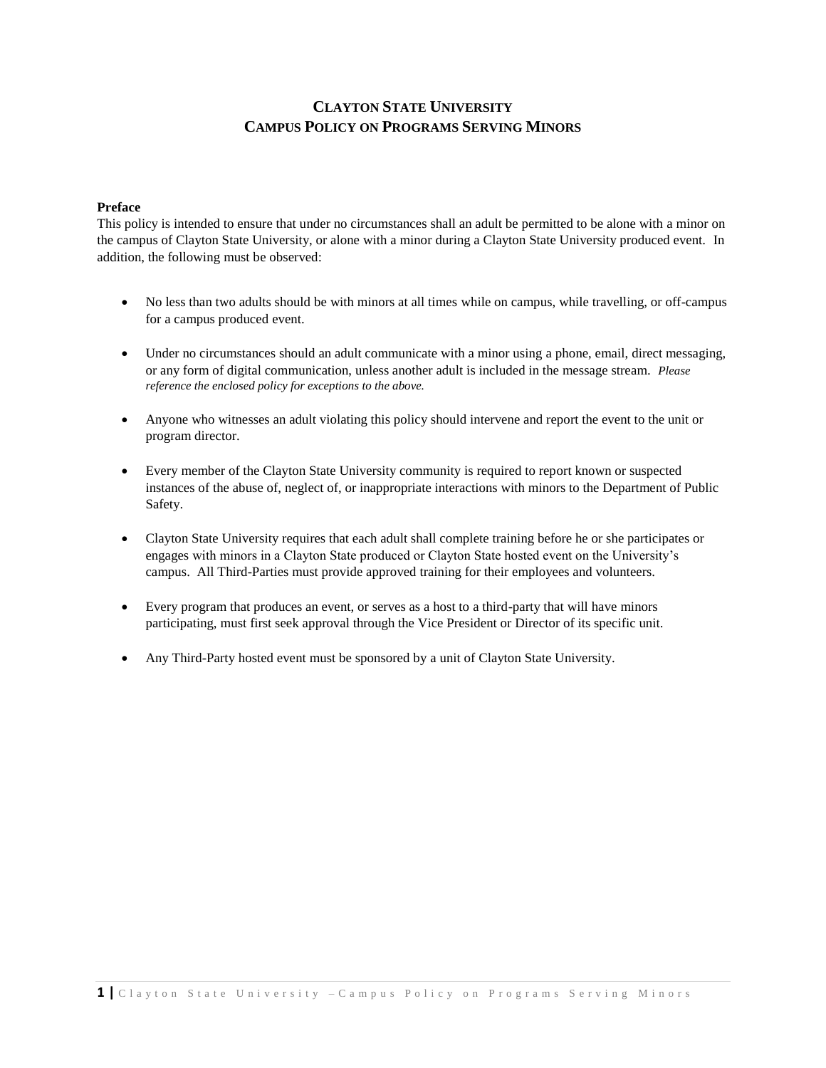# CLAYTON STATE UNIVERSITY
# CAMPUS POLICY ON PROGRAMS SERVING MINORS

**Preface**

This policy is intended to ensure that under no circumstances shall an adult be permitted to be alone with a minor on the campus of Clayton State University, or alone with a minor during a Clayton State University produced event. In addition, the following must be observed:

- No less than two adults should be with minors at all times while on campus, while travelling, or off-campus for a campus produced event.
- Under no circumstances should an adult communicate with a minor using a phone, email, direct messaging, or any form of digital communication, unless another adult is included in the message stream. *Please reference the enclosed policy for exceptions to the above.*
- Anyone who witnesses an adult violating this policy should intervene and report the event to the unit or program director.
- Every member of the Clayton State University community is required to report known or suspected instances of the abuse of, neglect of, or inappropriate interactions with minors to the Department of Public Safety.
- Clayton State University requires that each adult shall complete training before he or she participates or engages with minors in a Clayton State produced or Clayton State hosted event on the University's campus. All Third-Parties must provide approved training for their employees and volunteers.
- Every program that produces an event, or serves as a host to a third-party that will have minors participating, must first seek approval through the Vice President or Director of its specific unit.
- Any Third-Party hosted event must be sponsored by a unit of Clayton State University.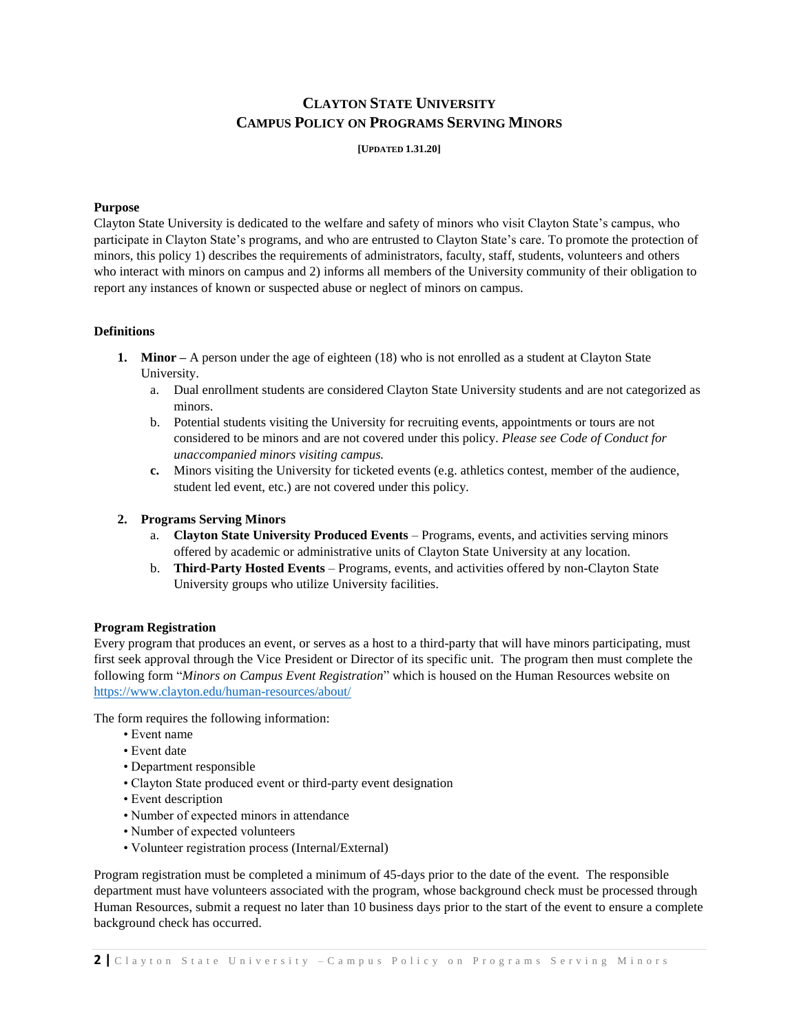# CLAYTON STATE UNIVERSITY
# CAMPUS POLICY ON PROGRAMS SERVING MINORS

**[UPDATED 1.31.20]**

**Purpose**

Clayton State University is dedicated to the welfare and safety of minors who visit Clayton State's campus, who participate in Clayton State's programs, and who are entrusted to Clayton State's care. To promote the protection of minors, this policy 1) describes the requirements of administrators, faculty, staff, students, volunteers and others who interact with minors on campus and 2) informs all members of the University community of their obligation to report any instances of known or suspected abuse or neglect of minors on campus.

**Definitions**

1. **Minor –** A person under the age of eighteen (18) who is not enrolled as a student at Clayton State University.
   a. Dual enrollment students are considered Clayton State University students and are not categorized as minors.
   b. Potential students visiting the University for recruiting events, appointments or tours are not considered to be minors and are not covered under this policy. *Please see Code of Conduct for unaccompanied minors visiting campus.*
   c. Minors visiting the University for ticketed events (e.g. athletics contest, member of the audience, student led event, etc.) are not covered under this policy.

2. **Programs Serving Minors**
   a. **Clayton State University Produced Events** – Programs, events, and activities serving minors offered by academic or administrative units of Clayton State University at any location.
   b. **Third-Party Hosted Events** – Programs, events, and activities offered by non-Clayton State University groups who utilize University facilities.

**Program Registration**

Every program that produces an event, or serves as a host to a third-party that will have minors participating, must first seek approval through the Vice President or Director of its specific unit. The program then must complete the following form "*Minors on Campus Event Registration*" which is housed on the Human Resources website on https://www.clayton.edu/human-resources/about/

The form requires the following information:

- Event name
- Event date
- Department responsible
- Clayton State produced event or third-party event designation
- Event description
- Number of expected minors in attendance
- Number of expected volunteers
- Volunteer registration process (Internal/External)

Program registration must be completed a minimum of 45-days prior to the date of the event. The responsible department must have volunteers associated with the program, whose background check must be processed through Human Resources, submit a request no later than 10 business days prior to the start of the event to ensure a complete background check has occurred.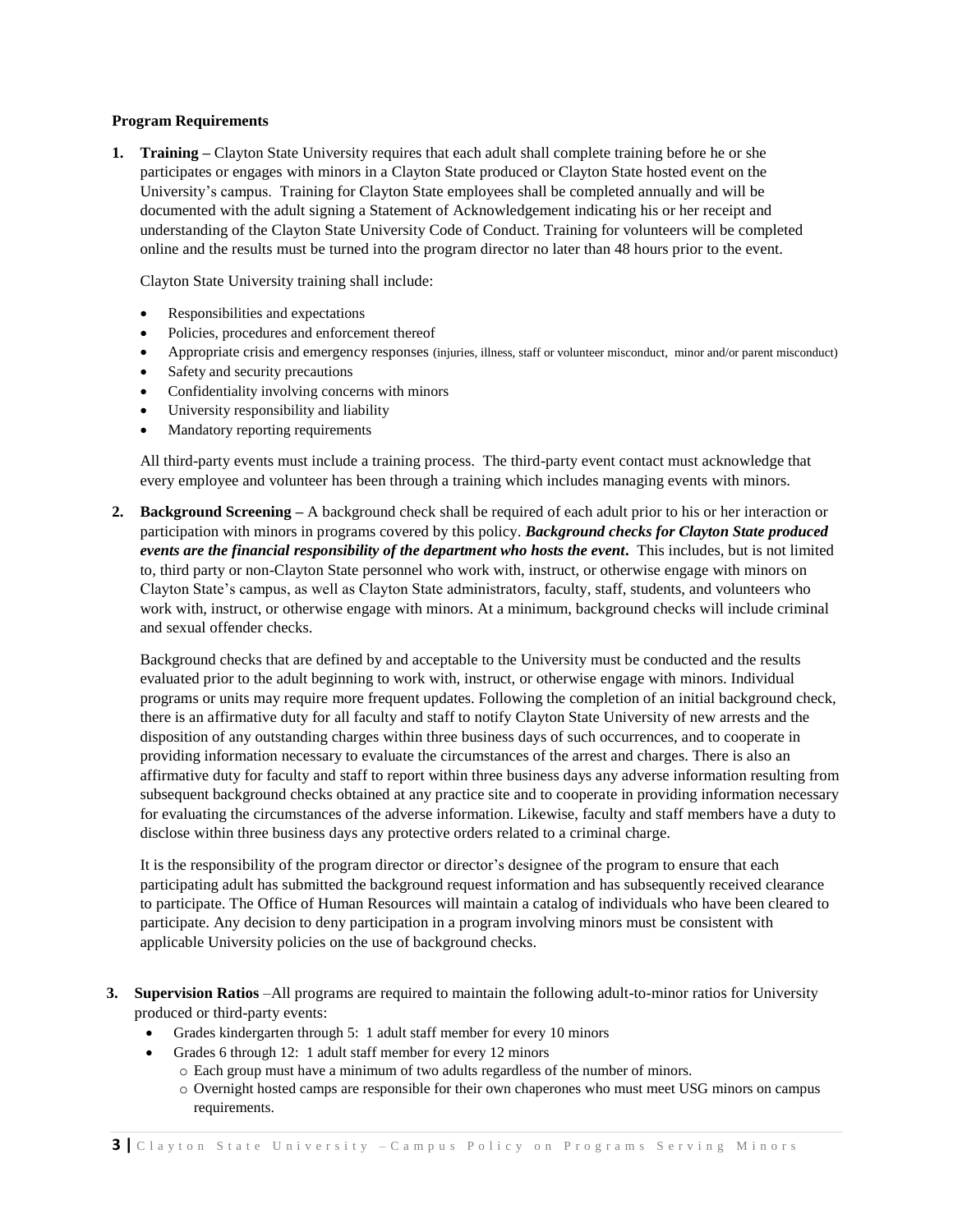**Program Requirements**

1. **Training –** Clayton State University requires that each adult shall complete training before he or she participates or engages with minors in a Clayton State produced or Clayton State hosted event on the University's campus. Training for Clayton State employees shall be completed annually and will be documented with the adult signing a Statement of Acknowledgement indicating his or her receipt and understanding of the Clayton State University Code of Conduct. Training for volunteers will be completed online and the results must be turned into the program director no later than 48 hours prior to the event.

   Clayton State University training shall include:

   - Responsibilities and expectations
   - Policies, procedures and enforcement thereof
   - Appropriate crisis and emergency responses (injuries, illness, staff or volunteer misconduct, minor and/or parent misconduct)
   - Safety and security precautions
   - Confidentiality involving concerns with minors
   - University responsibility and liability
   - Mandatory reporting requirements

   All third-party events must include a training process. The third-party event contact must acknowledge that every employee and volunteer has been through a training which includes managing events with minors.

2. **Background Screening –** A background check shall be required of each adult prior to his or her interaction or participation with minors in programs covered by this policy. ***Background checks for Clayton State produced events are the financial responsibility of the department who hosts the event*.** This includes, but is not limited to, third party or non-Clayton State personnel who work with, instruct, or otherwise engage with minors on Clayton State's campus, as well as Clayton State administrators, faculty, staff, students, and volunteers who work with, instruct, or otherwise engage with minors. At a minimum, background checks will include criminal and sexual offender checks.

   Background checks that are defined by and acceptable to the University must be conducted and the results evaluated prior to the adult beginning to work with, instruct, or otherwise engage with minors. Individual programs or units may require more frequent updates. Following the completion of an initial background check, there is an affirmative duty for all faculty and staff to notify Clayton State University of new arrests and the disposition of any outstanding charges within three business days of such occurrences, and to cooperate in providing information necessary to evaluate the circumstances of the arrest and charges. There is also an affirmative duty for faculty and staff to report within three business days any adverse information resulting from subsequent background checks obtained at any practice site and to cooperate in providing information necessary for evaluating the circumstances of the adverse information. Likewise, faculty and staff members have a duty to disclose within three business days any protective orders related to a criminal charge.

   It is the responsibility of the program director or director's designee of the program to ensure that each participating adult has submitted the background request information and has subsequently received clearance to participate. The Office of Human Resources will maintain a catalog of individuals who have been cleared to participate. Any decision to deny participation in a program involving minors must be consistent with applicable University policies on the use of background checks.

3. **Supervision Ratios** –All programs are required to maintain the following adult-to-minor ratios for University produced or third-party events:
   - Grades kindergarten through 5: 1 adult staff member for every 10 minors
   - Grades 6 through 12: 1 adult staff member for every 12 minors
     - Each group must have a minimum of two adults regardless of the number of minors.
     - Overnight hosted camps are responsible for their own chaperones who must meet USG minors on campus requirements.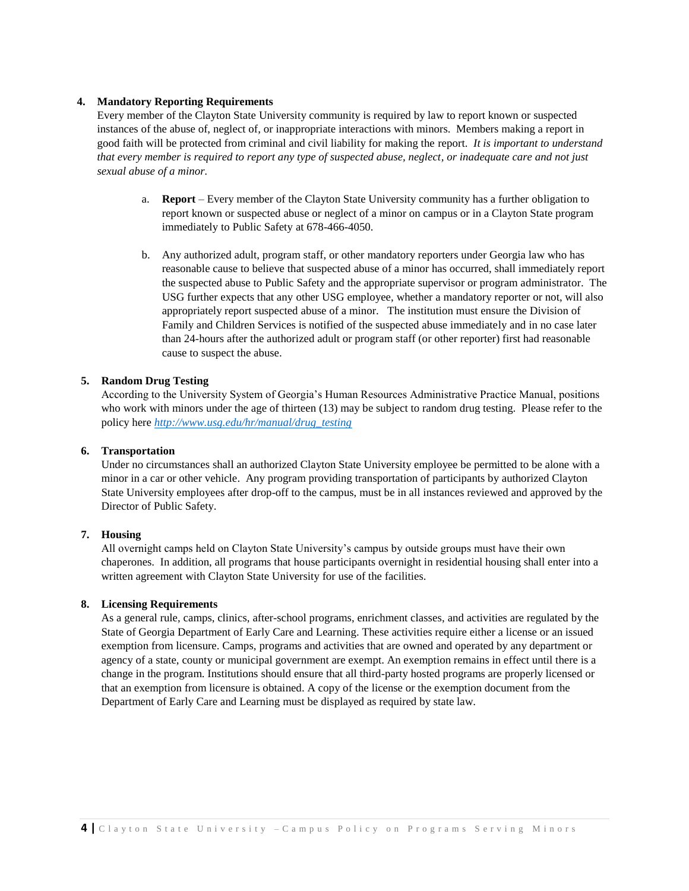**4. Mandatory Reporting Requirements**

Every member of the Clayton State University community is required by law to report known or suspected instances of the abuse of, neglect of, or inappropriate interactions with minors. Members making a report in good faith will be protected from criminal and civil liability for making the report. *It is important to understand that every member is required to report any type of suspected abuse, neglect, or inadequate care and not just sexual abuse of a minor.*

a. **Report** – Every member of the Clayton State University community has a further obligation to report known or suspected abuse or neglect of a minor on campus or in a Clayton State program immediately to Public Safety at 678-466-4050.

b. Any authorized adult, program staff, or other mandatory reporters under Georgia law who has reasonable cause to believe that suspected abuse of a minor has occurred, shall immediately report the suspected abuse to Public Safety and the appropriate supervisor or program administrator. The USG further expects that any other USG employee, whether a mandatory reporter or not, will also appropriately report suspected abuse of a minor. The institution must ensure the Division of Family and Children Services is notified of the suspected abuse immediately and in no case later than 24-hours after the authorized adult or program staff (or other reporter) first had reasonable cause to suspect the abuse.

**5. Random Drug Testing**

According to the University System of Georgia's Human Resources Administrative Practice Manual, positions who work with minors under the age of thirteen (13) may be subject to random drug testing. Please refer to the policy here *http://www.usg.edu/hr/manual/drug_testing*

**6. Transportation**

Under no circumstances shall an authorized Clayton State University employee be permitted to be alone with a minor in a car or other vehicle. Any program providing transportation of participants by authorized Clayton State University employees after drop-off to the campus, must be in all instances reviewed and approved by the Director of Public Safety.

**7. Housing**

All overnight camps held on Clayton State University's campus by outside groups must have their own chaperones. In addition, all programs that house participants overnight in residential housing shall enter into a written agreement with Clayton State University for use of the facilities.

**8. Licensing Requirements**

As a general rule, camps, clinics, after-school programs, enrichment classes, and activities are regulated by the State of Georgia Department of Early Care and Learning. These activities require either a license or an issued exemption from licensure. Camps, programs and activities that are owned and operated by any department or agency of a state, county or municipal government are exempt. An exemption remains in effect until there is a change in the program. Institutions should ensure that all third-party hosted programs are properly licensed or that an exemption from licensure is obtained. A copy of the license or the exemption document from the Department of Early Care and Learning must be displayed as required by state law.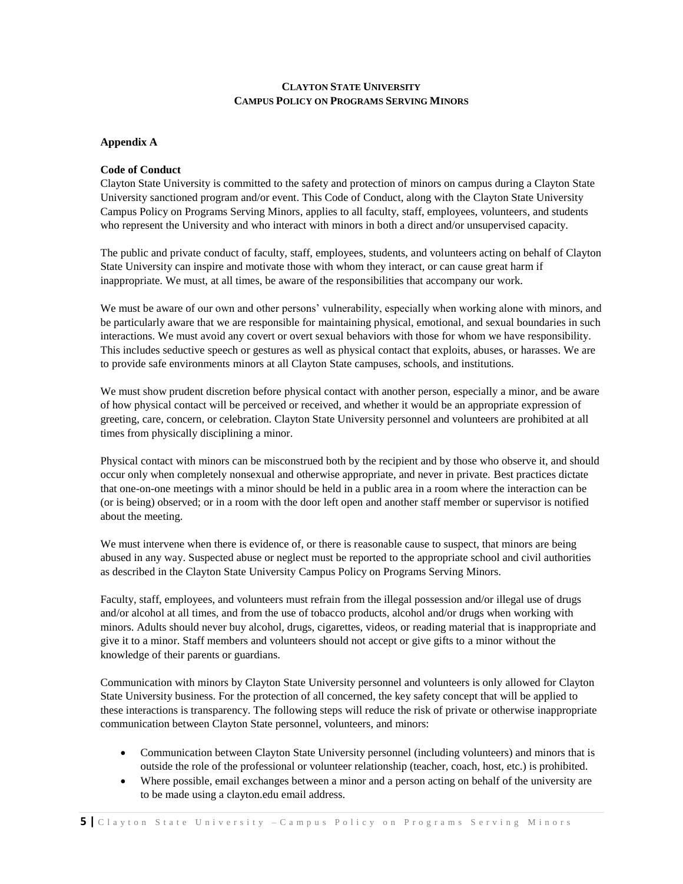**CLAYTON STATE UNIVERSITY**
**CAMPUS POLICY ON PROGRAMS SERVING MINORS**

## Appendix A

### Code of Conduct

Clayton State University is committed to the safety and protection of minors on campus during a Clayton State University sanctioned program and/or event. This Code of Conduct, along with the Clayton State University Campus Policy on Programs Serving Minors, applies to all faculty, staff, employees, volunteers, and students who represent the University and who interact with minors in both a direct and/or unsupervised capacity.

The public and private conduct of faculty, staff, employees, students, and volunteers acting on behalf of Clayton State University can inspire and motivate those with whom they interact, or can cause great harm if inappropriate. We must, at all times, be aware of the responsibilities that accompany our work.

We must be aware of our own and other persons' vulnerability, especially when working alone with minors, and be particularly aware that we are responsible for maintaining physical, emotional, and sexual boundaries in such interactions. We must avoid any covert or overt sexual behaviors with those for whom we have responsibility. This includes seductive speech or gestures as well as physical contact that exploits, abuses, or harasses. We are to provide safe environments minors at all Clayton State campuses, schools, and institutions.

We must show prudent discretion before physical contact with another person, especially a minor, and be aware of how physical contact will be perceived or received, and whether it would be an appropriate expression of greeting, care, concern, or celebration. Clayton State University personnel and volunteers are prohibited at all times from physically disciplining a minor.

Physical contact with minors can be misconstrued both by the recipient and by those who observe it, and should occur only when completely nonsexual and otherwise appropriate, and never in private. Best practices dictate that one-on-one meetings with a minor should be held in a public area in a room where the interaction can be (or is being) observed; or in a room with the door left open and another staff member or supervisor is notified about the meeting.

We must intervene when there is evidence of, or there is reasonable cause to suspect, that minors are being abused in any way. Suspected abuse or neglect must be reported to the appropriate school and civil authorities as described in the Clayton State University Campus Policy on Programs Serving Minors.

Faculty, staff, employees, and volunteers must refrain from the illegal possession and/or illegal use of drugs and/or alcohol at all times, and from the use of tobacco products, alcohol and/or drugs when working with minors. Adults should never buy alcohol, drugs, cigarettes, videos, or reading material that is inappropriate and give it to a minor. Staff members and volunteers should not accept or give gifts to a minor without the knowledge of their parents or guardians.

Communication with minors by Clayton State University personnel and volunteers is only allowed for Clayton State University business. For the protection of all concerned, the key safety concept that will be applied to these interactions is transparency. The following steps will reduce the risk of private or otherwise inappropriate communication between Clayton State personnel, volunteers, and minors:

- Communication between Clayton State University personnel (including volunteers) and minors that is outside the role of the professional or volunteer relationship (teacher, coach, host, etc.) is prohibited.
- Where possible, email exchanges between a minor and a person acting on behalf of the university are to be made using a clayton.edu email address.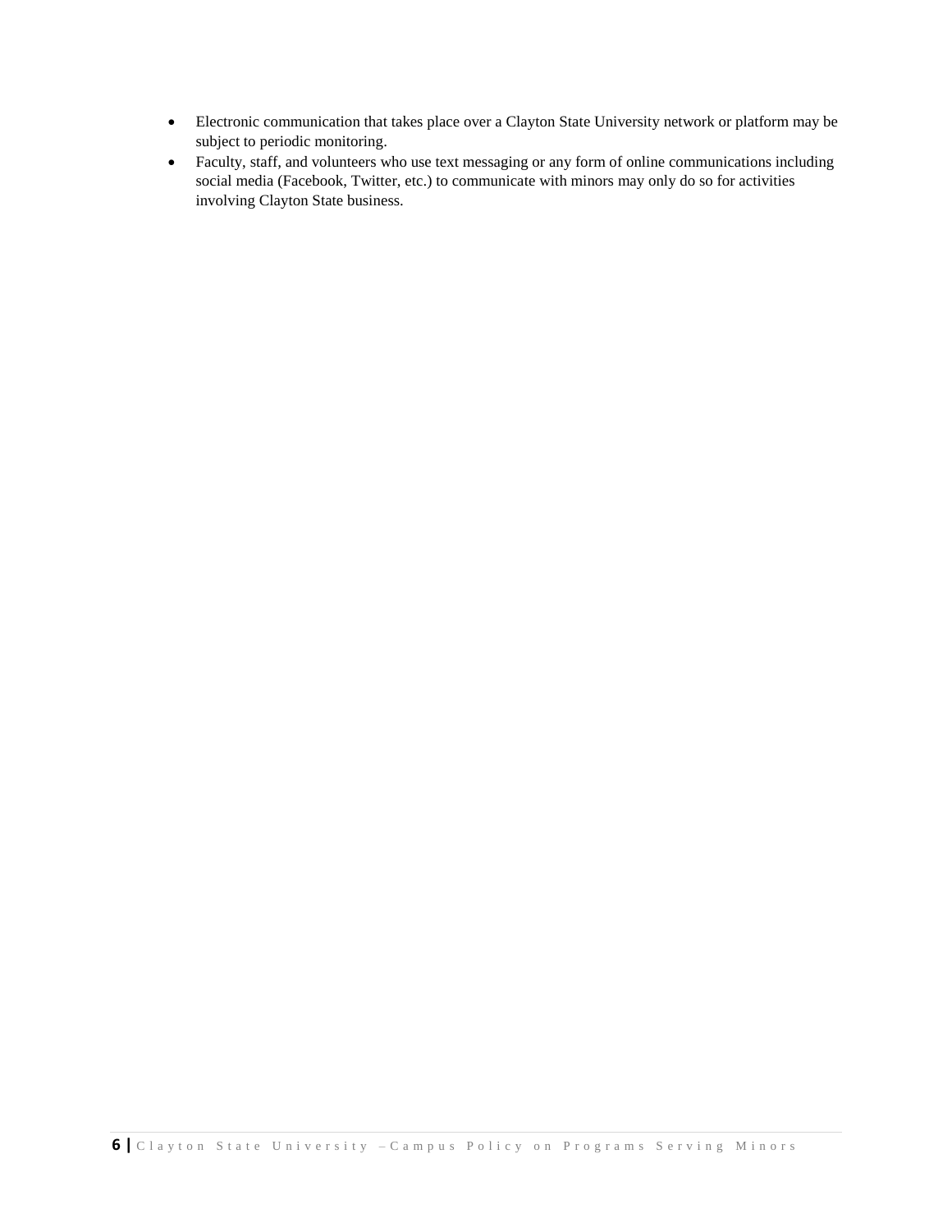- Electronic communication that takes place over a Clayton State University network or platform may be subject to periodic monitoring.
- Faculty, staff, and volunteers who use text messaging or any form of online communications including social media (Facebook, Twitter, etc.) to communicate with minors may only do so for activities involving Clayton State business.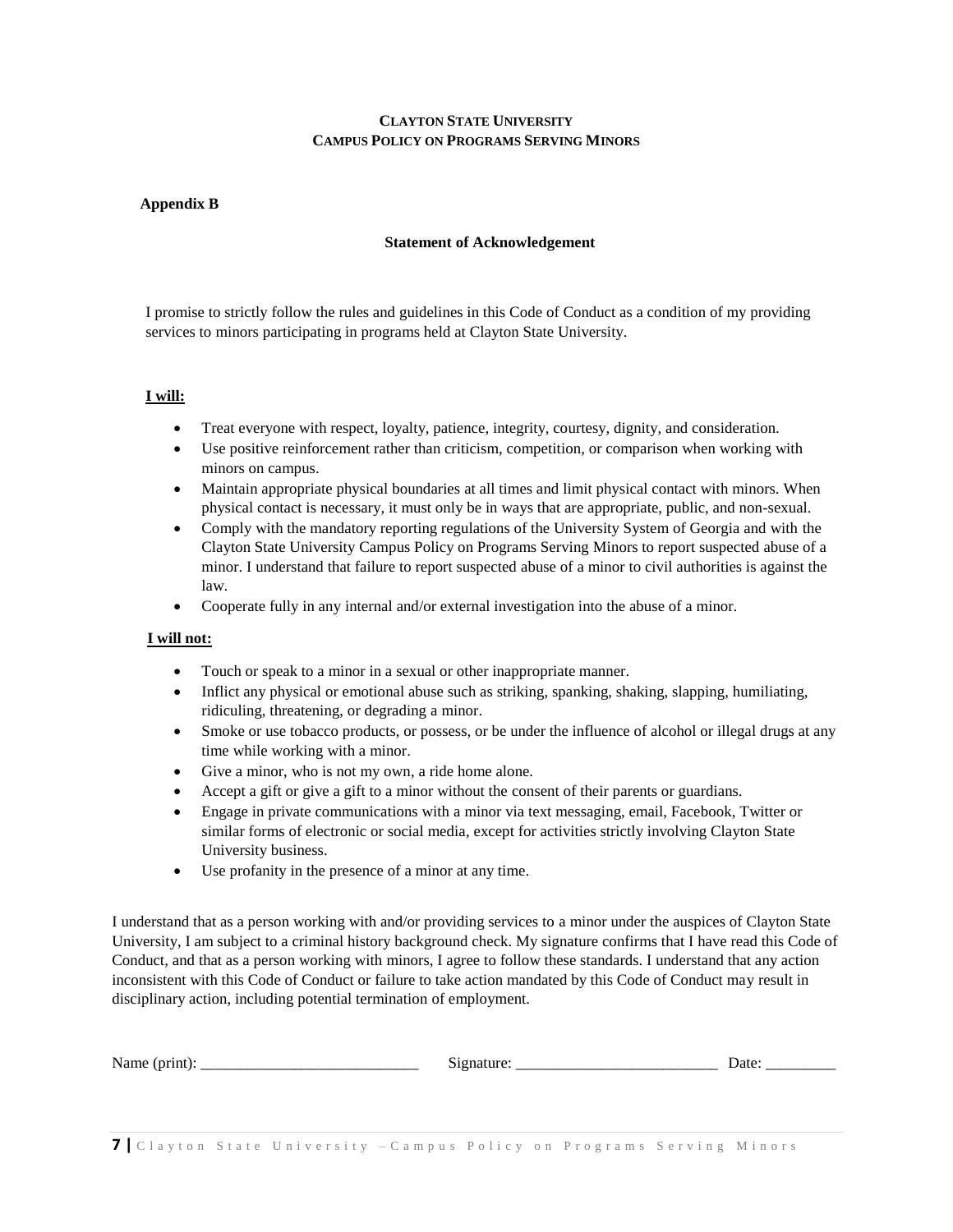**CLAYTON STATE UNIVERSITY**
**CAMPUS POLICY ON PROGRAMS SERVING MINORS**

**Appendix B**

**Statement of Acknowledgement**

I promise to strictly follow the rules and guidelines in this Code of Conduct as a condition of my providing services to minors participating in programs held at Clayton State University.

**I will:**

- Treat everyone with respect, loyalty, patience, integrity, courtesy, dignity, and consideration.
- Use positive reinforcement rather than criticism, competition, or comparison when working with minors on campus.
- Maintain appropriate physical boundaries at all times and limit physical contact with minors. When physical contact is necessary, it must only be in ways that are appropriate, public, and non-sexual.
- Comply with the mandatory reporting regulations of the University System of Georgia and with the Clayton State University Campus Policy on Programs Serving Minors to report suspected abuse of a minor. I understand that failure to report suspected abuse of a minor to civil authorities is against the law.
- Cooperate fully in any internal and/or external investigation into the abuse of a minor.

**I will not:**

- Touch or speak to a minor in a sexual or other inappropriate manner.
- Inflict any physical or emotional abuse such as striking, spanking, shaking, slapping, humiliating, ridiculing, threatening, or degrading a minor.
- Smoke or use tobacco products, or possess, or be under the influence of alcohol or illegal drugs at any time while working with a minor.
- Give a minor, who is not my own, a ride home alone.
- Accept a gift or give a gift to a minor without the consent of their parents or guardians.
- Engage in private communications with a minor via text messaging, email, Facebook, Twitter or similar forms of electronic or social media, except for activities strictly involving Clayton State University business.
- Use profanity in the presence of a minor at any time.

I understand that as a person working with and/or providing services to a minor under the auspices of Clayton State University, I am subject to a criminal history background check. My signature confirms that I have read this Code of Conduct, and that as a person working with minors, I agree to follow these standards. I understand that any action inconsistent with this Code of Conduct or failure to take action mandated by this Code of Conduct may result in disciplinary action, including potential termination of employment.

Name (print): ____________________________ Signature: __________________________ Date: _________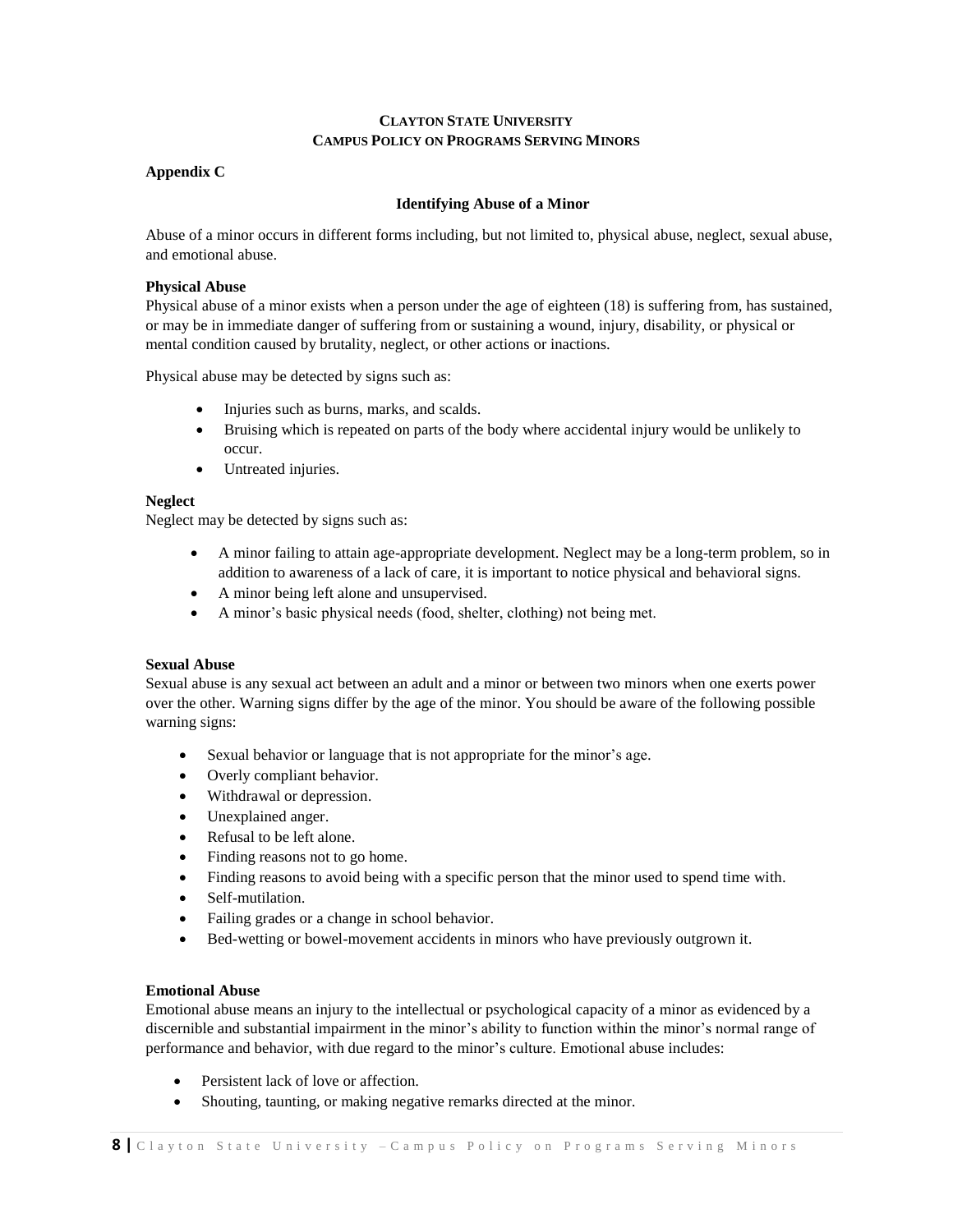**CLAYTON STATE UNIVERSITY**
**CAMPUS POLICY ON PROGRAMS SERVING MINORS**

**Appendix C**

### Identifying Abuse of a Minor

Abuse of a minor occurs in different forms including, but not limited to, physical abuse, neglect, sexual abuse, and emotional abuse.

**Physical Abuse**

Physical abuse of a minor exists when a person under the age of eighteen (18) is suffering from, has sustained, or may be in immediate danger of suffering from or sustaining a wound, injury, disability, or physical or mental condition caused by brutality, neglect, or other actions or inactions.

Physical abuse may be detected by signs such as:

- Injuries such as burns, marks, and scalds.
- Bruising which is repeated on parts of the body where accidental injury would be unlikely to occur.
- Untreated injuries.

**Neglect**

Neglect may be detected by signs such as:

- A minor failing to attain age-appropriate development. Neglect may be a long-term problem, so in addition to awareness of a lack of care, it is important to notice physical and behavioral signs.
- A minor being left alone and unsupervised.
- A minor's basic physical needs (food, shelter, clothing) not being met.

**Sexual Abuse**

Sexual abuse is any sexual act between an adult and a minor or between two minors when one exerts power over the other. Warning signs differ by the age of the minor. You should be aware of the following possible warning signs:

- Sexual behavior or language that is not appropriate for the minor's age.
- Overly compliant behavior.
- Withdrawal or depression.
- Unexplained anger.
- Refusal to be left alone.
- Finding reasons not to go home.
- Finding reasons to avoid being with a specific person that the minor used to spend time with.
- Self-mutilation.
- Failing grades or a change in school behavior.
- Bed-wetting or bowel-movement accidents in minors who have previously outgrown it.

**Emotional Abuse**

Emotional abuse means an injury to the intellectual or psychological capacity of a minor as evidenced by a discernible and substantial impairment in the minor's ability to function within the minor's normal range of performance and behavior, with due regard to the minor's culture. Emotional abuse includes:

- Persistent lack of love or affection.
- Shouting, taunting, or making negative remarks directed at the minor.